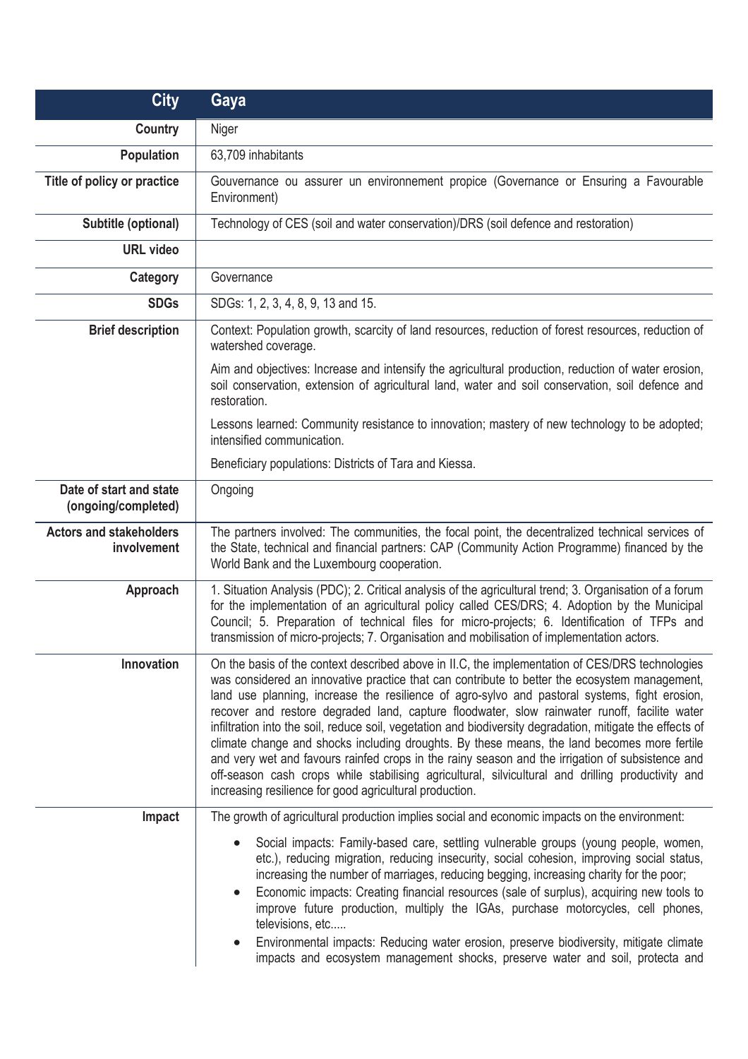| City | Gaya |
|---|---|
| **Country** | Niger |
| **Population** | 63,709 inhabitants |
| **Title of policy or practice** | Gouvernance ou assurer un environnement propice (Governance or Ensuring a Favourable Environment) |
| **Subtitle (optional)** | Technology of CES (soil and water conservation)/DRS (soil defence and restoration) |
| **URL video** | |
| **Category** | Governance |
| **SDGs** | SDGs: 1, 2, 3, 4, 8, 9, 13 and 15. |
| **Brief description** | Context: Population growth, scarcity of land resources, reduction of forest resources, reduction of watershed coverage.<br><br>Aim and objectives: Increase and intensify the agricultural production, reduction of water erosion, soil conservation, extension of agricultural land, water and soil conservation, soil defence and restoration.<br><br>Lessons learned: Community resistance to innovation; mastery of new technology to be adopted; intensified communication.<br><br>Beneficiary populations: Districts of Tara and Kiessa. |
| **Date of start and state (ongoing/completed)** | Ongoing |
| **Actors and stakeholders involvement** | The partners involved: The communities, the focal point, the decentralized technical services of the State, technical and financial partners: CAP (Community Action Programme) financed by the World Bank and the Luxembourg cooperation. |
| **Approach** | 1. Situation Analysis (PDC); 2. Critical analysis of the agricultural trend; 3. Organisation of a forum for the implementation of an agricultural policy called CES/DRS; 4. Adoption by the Municipal Council; 5. Preparation of technical files for micro-projects; 6. Identification of TFPs and transmission of micro-projects; 7. Organisation and mobilisation of implementation actors. |
| **Innovation** | On the basis of the context described above in II.C, the implementation of CES/DRS technologies was considered an innovative practice that can contribute to better the ecosystem management, land use planning, increase the resilience of agro-sylvo and pastoral systems, fight erosion, recover and restore degraded land, capture floodwater, slow rainwater runoff, facilite water infiltration into the soil, reduce soil, vegetation and biodiversity degradation, mitigate the effects of climate change and shocks including droughts. By these means, the land becomes more fertile and very wet and favours rainfed crops in the rainy season and the irrigation of subsistence and off-season cash crops while stabilising agricultural, silvicultural and drilling productivity and increasing resilience for good agricultural production. |
| **Impact** | The growth of agricultural production implies social and economic impacts on the environment:<br><br>• Social impacts: Family-based care, settling vulnerable groups (young people, women, etc.), reducing migration, reducing insecurity, social cohesion, improving social status, increasing the number of marriages, reducing begging, increasing charity for the poor;<br>• Economic impacts: Creating financial resources (sale of surplus), acquiring new tools to improve future production, multiply the IGAs, purchase motorcycles, cell phones, televisions, etc.....<br>• Environmental impacts: Reducing water erosion, preserve biodiversity, mitigate climate impacts and ecosystem management shocks, preserve water and soil, protecta and |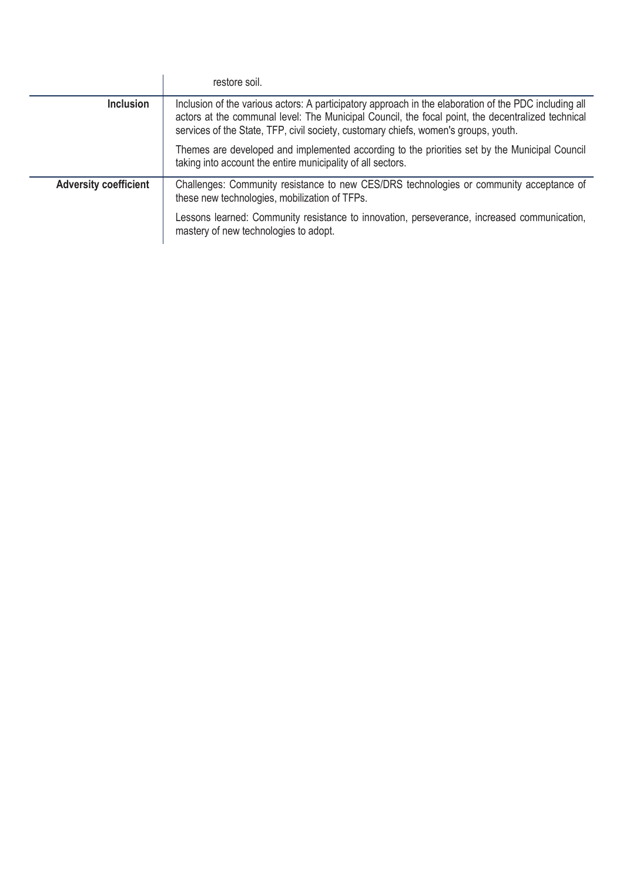| | |
|---|---|
| | restore soil. |
| **Inclusion** | Inclusion of the various actors: A participatory approach in the elaboration of the PDC including all actors at the communal level: The Municipal Council, the focal point, the decentralized technical services of the State, TFP, civil society, customary chiefs, women's groups, youth.<br><br>Themes are developed and implemented according to the priorities set by the Municipal Council taking into account the entire municipality of all sectors. |
| **Adversity coefficient** | Challenges: Community resistance to new CES/DRS technologies or community acceptance of these new technologies, mobilization of TFPs.<br><br>Lessons learned: Community resistance to innovation, perseverance, increased communication, mastery of new technologies to adopt. |